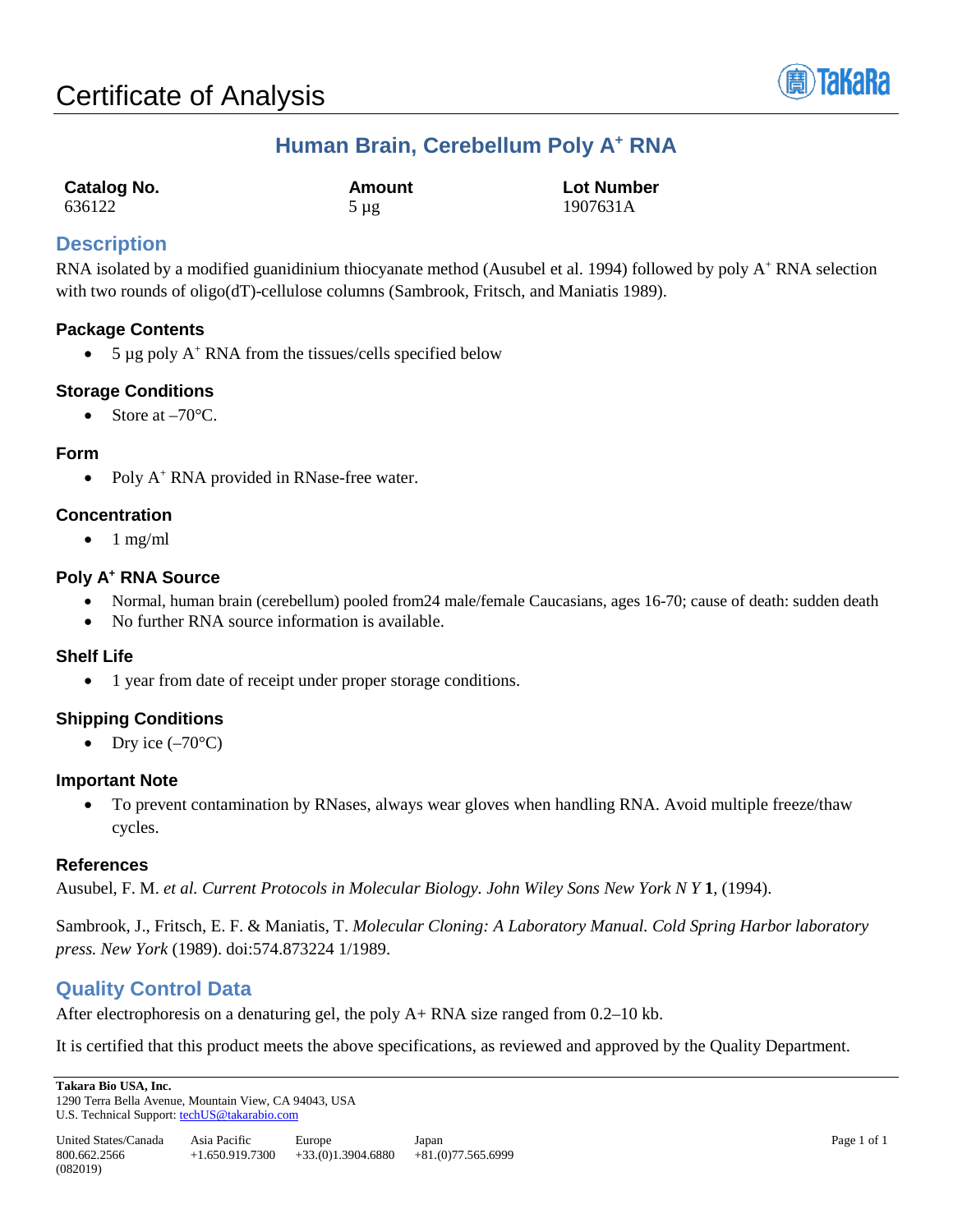# Certificate of Analysis

## Human Brain, Cerebellum Poly A$^{+}$ RNA

| Catalog No. | Amount | Lot Number |
| --- | --- | --- |
| 636122 | 5 µg | 1907631A |

## Description

RNA isolated by a modified guanidinium thiocyanate method (Ausubel et al. 1994) followed by poly A$^{+}$ RNA selection with two rounds of oligo(dT)-cellulose columns (Sambrook, Fritsch, and Maniatis 1989).

### Package Contents

- 5 µg poly A$^{+}$ RNA from the tissues/cells specified below

### Storage Conditions

- Store at –70°C.

### Form

- Poly A$^{+}$ RNA provided in RNase-free water.

### Concentration

- 1 mg/ml

### Poly A$^{+}$ RNA Source

- Normal, human brain (cerebellum) pooled from24 male/female Caucasians, ages 16-70; cause of death: sudden death
- No further RNA source information is available.

### Shelf Life

- 1 year from date of receipt under proper storage conditions.

### Shipping Conditions

- Dry ice (–70°C)

### Important Note

- To prevent contamination by RNases, always wear gloves when handling RNA. Avoid multiple freeze/thaw cycles.

### References

Ausubel, F. M. *et al. Current Protocols in Molecular Biology. John Wiley Sons New York N Y* **1**, (1994).

Sambrook, J., Fritsch, E. F. & Maniatis, T. *Molecular Cloning: A Laboratory Manual. Cold Spring Harbor laboratory press. New York* (1989). doi:574.873224 1/1989.

## Quality Control Data

After electrophoresis on a denaturing gel, the poly A+ RNA size ranged from 0.2–10 kb.

It is certified that this product meets the above specifications, as reviewed and approved by the Quality Department.

**Takara Bio USA, Inc.**
1290 Terra Bella Avenue, Mountain View, CA 94043, USA
U.S. Technical Support: techUS@takarabio.com

| United States/Canada | Asia Pacific | Europe | Japan |
| --- | --- | --- | --- |
| 800.662.2566 | +1.650.919.7300 | +33.(0)1.3904.6880 | +81.(0)77.565.6999 |

(082019)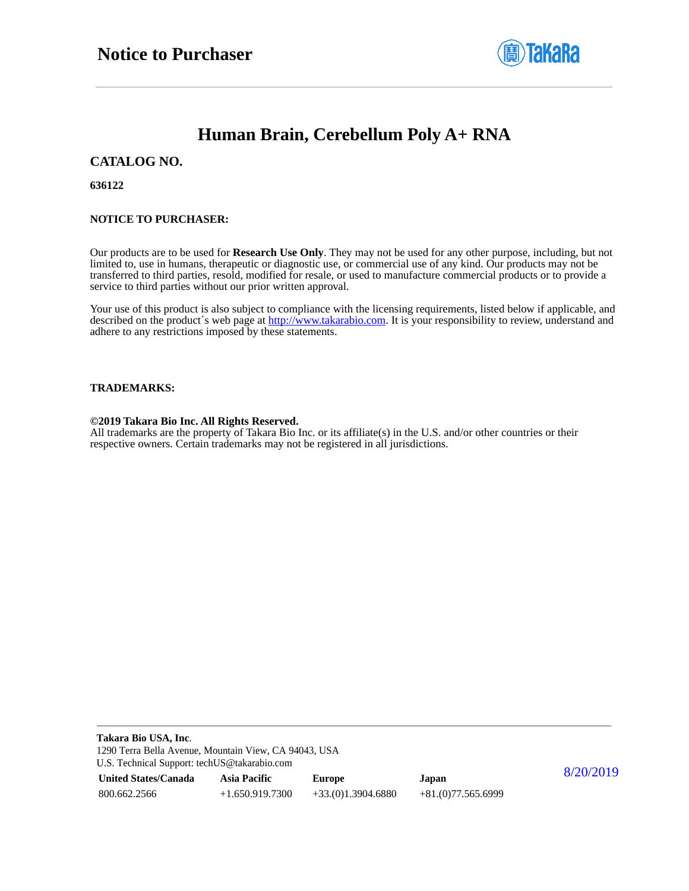# Human Brain, Cerebellum Poly A+ RNA

## CATALOG NO.

**636122**

### NOTICE TO PURCHASER:

Our products are to be used for **Research Use Only**. They may not be used for any other purpose, including, but not limited to, use in humans, therapeutic or diagnostic use, or commercial use of any kind. Our products may not be transferred to third parties, resold, modified for resale, or used to manufacture commercial products or to provide a service to third parties without our prior written approval.

Your use of this product is also subject to compliance with the licensing requirements, listed below if applicable, and described on the product´s web page at http://www.takarabio.com. It is your responsibility to review, understand and adhere to any restrictions imposed by these statements.

### TRADEMARKS:

**©2019 Takara Bio Inc. All Rights Reserved.**
All trademarks are the property of Takara Bio Inc. or its affiliate(s) in the U.S. and/or other countries or their respective owners. Certain trademarks may not be registered in all jurisdictions.

**Takara Bio USA, Inc**.
1290 Terra Bella Avenue, Mountain View, CA 94043, USA
U.S. Technical Support: techUS@takarabio.com

| United States/Canada | Asia Pacific | Europe | Japan |
| --- | --- | --- | --- |
| 800.662.2566 | +1.650.919.7300 | +33.(0)1.3904.6880 | +81.(0)77.565.6999 |

8/20/2019